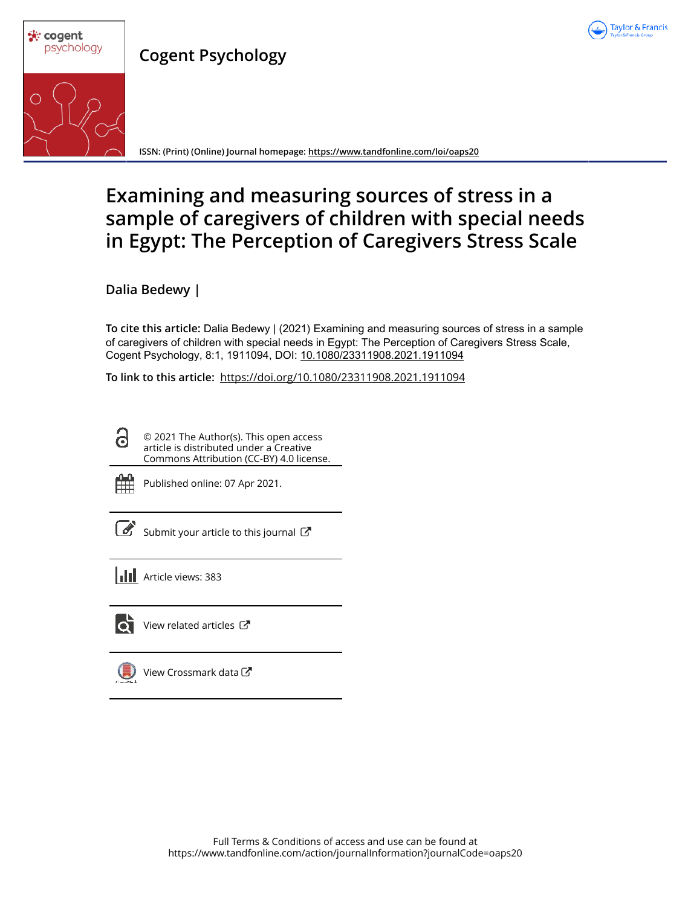# Cogent Psychology

ISSN: (Print) (Online) Journal homepage: https://www.tandfonline.com/loi/oaps20

# Examining and measuring sources of stress in a sample of caregivers of children with special needs in Egypt: The Perception of Caregivers Stress Scale

**Dalia Bedewy |**

**To cite this article:** Dalia Bedewy | (2021) Examining and measuring sources of stress in a sample of caregivers of children with special needs in Egypt: The Perception of Caregivers Stress Scale, Cogent Psychology, 8:1, 1911094, DOI: 10.1080/23311908.2021.1911094

**To link to this article:** https://doi.org/10.1080/23311908.2021.1911094

© 2021 The Author(s). This open access article is distributed under a Creative Commons Attribution (CC-BY) 4.0 license.

Published online: 07 Apr 2021.

Submit your article to this journal

Article views: 383

View related articles

View Crossmark data

Full Terms & Conditions of access and use can be found at
https://www.tandfonline.com/action/journalInformation?journalCode=oaps20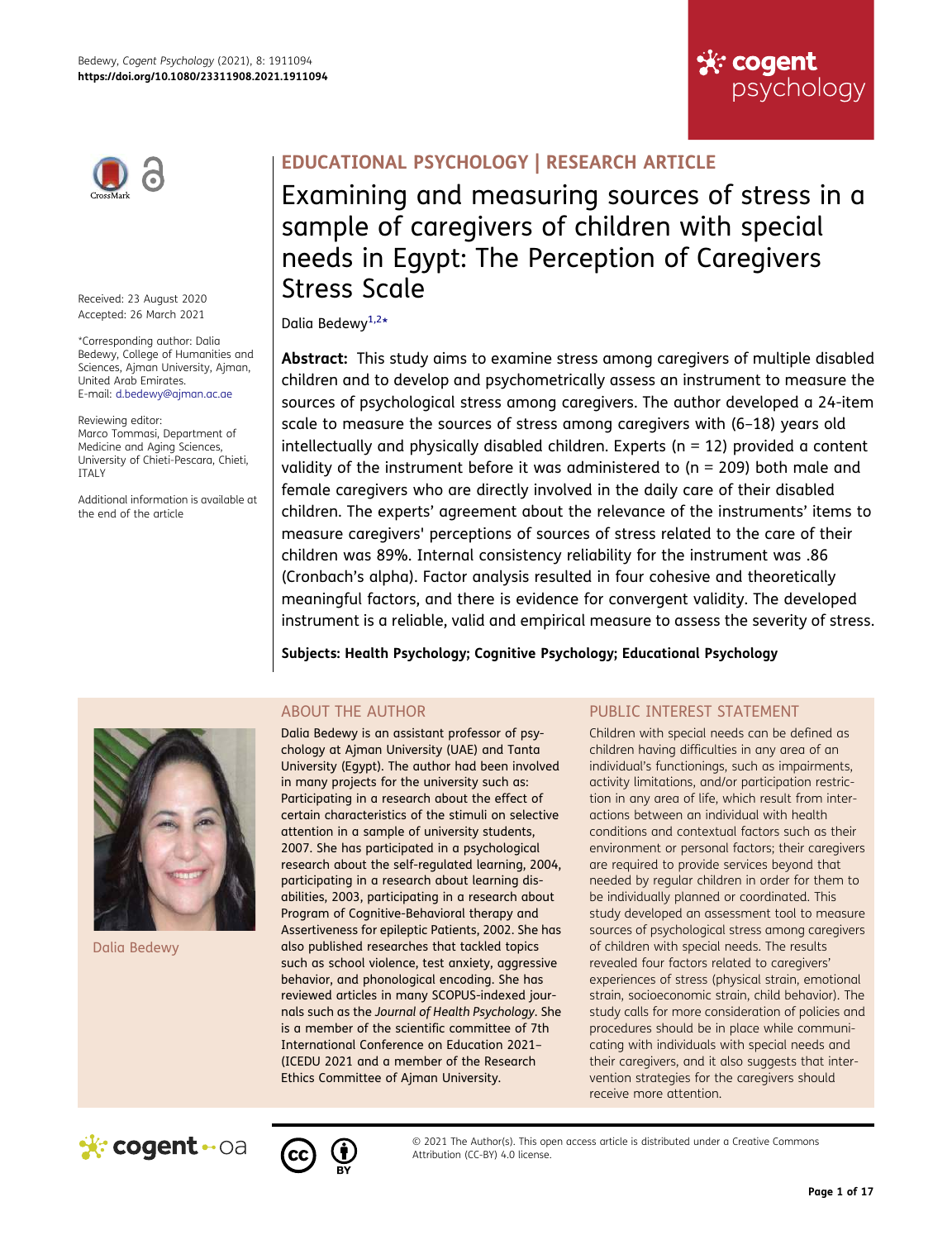EDUCATIONAL PSYCHOLOGY | RESEARCH ARTICLE

# Examining and measuring sources of stress in a sample of caregivers of children with special needs in Egypt: The Perception of Caregivers Stress Scale

Dalia Bedewy[1,2]*

Received: 23 August 2020
Accepted: 26 March 2021

*Corresponding author: Dalia Bedewy, College of Humanities and Sciences, Ajman University, Ajman, United Arab Emirates.
E-mail: d.bedewy@ajman.ac.ae

Reviewing editor:
Marco Tommasi, Department of Medicine and Aging Sciences, University of Chieti-Pescara, Chieti, ITALY

Additional information is available at the end of the article

**Abstract:** This study aims to examine stress among caregivers of multiple disabled children and to develop and psychometrically assess an instrument to measure the sources of psychological stress among caregivers. The author developed a 24-item scale to measure the sources of stress among caregivers with (6–18) years old intellectually and physically disabled children. Experts (n = 12) provided a content validity of the instrument before it was administered to (n = 209) both male and female caregivers who are directly involved in the daily care of their disabled children. The experts' agreement about the relevance of the instruments' items to measure caregivers' perceptions of sources of stress related to the care of their children was 89%. Internal consistency reliability for the instrument was .86 (Cronbach's alpha). Factor analysis resulted in four cohesive and theoretically meaningful factors, and there is evidence for convergent validity. The developed instrument is a reliable, valid and empirical measure to assess the severity of stress.

**Subjects: Health Psychology; Cognitive Psychology; Educational Psychology**

## ABOUT THE AUTHOR

Dalia Bedewy

Dalia Bedewy is an assistant professor of psychology at Ajman University (UAE) and Tanta University (Egypt). The author had been involved in many projects for the university such as: Participating in a research about the effect of certain characteristics of the stimuli on selective attention in a sample of university students, 2007. She has participated in a psychological research about the self-regulated learning, 2004, participating in a research about learning disabilities, 2003, participating in a research about Program of Cognitive-Behavioral therapy and Assertiveness for epileptic Patients, 2002. She has also published researches that tackled topics such as school violence, test anxiety, aggressive behavior, and phonological encoding. She has reviewed articles in many SCOPUS-indexed journals such as the *Journal of Health Psychology*. She is a member of the scientific committee of 7th International Conference on Education 2021–(ICEDU 2021 and a member of the Research Ethics Committee of Ajman University.

## PUBLIC INTEREST STATEMENT

Children with special needs can be defined as children having difficulties in any area of an individual's functionings, such as impairments, activity limitations, and/or participation restriction in any area of life, which result from interactions between an individual with health conditions and contextual factors such as their environment or personal factors; their caregivers are required to provide services beyond that needed by regular children in order for them to be individually planned or coordinated. This study developed an assessment tool to measure sources of psychological stress among caregivers of children with special needs. The results revealed four factors related to caregivers' experiences of stress (physical strain, emotional strain, socioeconomic strain, child behavior). The study calls for more consideration of policies and procedures should be in place while communicating with individuals with special needs and their caregivers, and it also suggests that intervention strategies for the caregivers should receive more attention.

© 2021 The Author(s). This open access article is distributed under a Creative Commons Attribution (CC-BY) 4.0 license.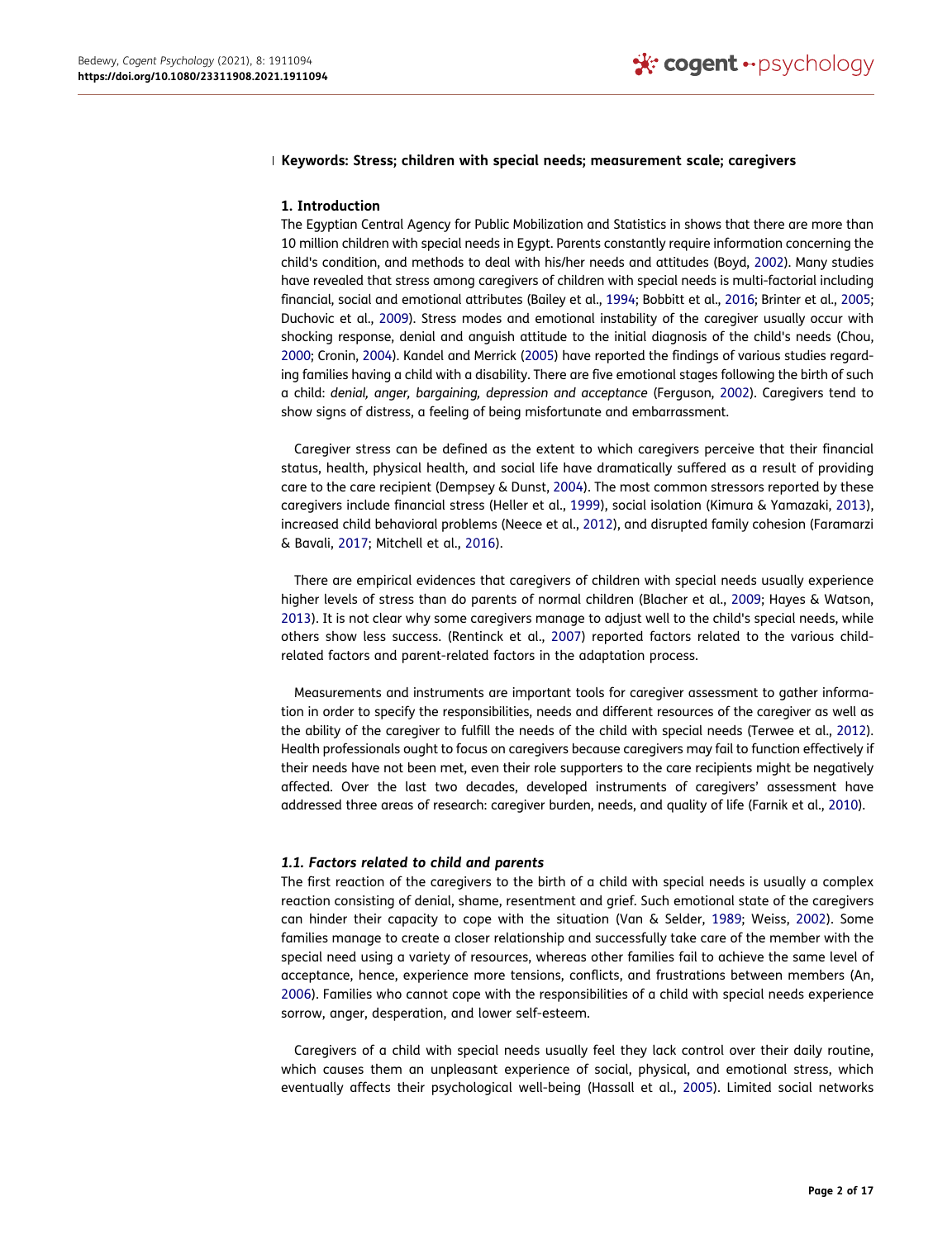**Keywords: Stress; children with special needs; measurement scale; caregivers**

## 1. Introduction

The Egyptian Central Agency for Public Mobilization and Statistics in shows that there are more than 10 million children with special needs in Egypt. Parents constantly require information concerning the child's condition, and methods to deal with his/her needs and attitudes (Boyd, 2002). Many studies have revealed that stress among caregivers of children with special needs is multi-factorial including financial, social and emotional attributes (Bailey et al., 1994; Bobbitt et al., 2016; Brinter et al., 2005; Duchovic et al., 2009). Stress modes and emotional instability of the caregiver usually occur with shocking response, denial and anguish attitude to the initial diagnosis of the child's needs (Chou, 2000; Cronin, 2004). Kandel and Merrick (2005) have reported the findings of various studies regarding families having a child with a disability. There are five emotional stages following the birth of such a child: *denial, anger, bargaining, depression and acceptance* (Ferguson, 2002). Caregivers tend to show signs of distress, a feeling of being misfortunate and embarrassment.

Caregiver stress can be defined as the extent to which caregivers perceive that their financial status, health, physical health, and social life have dramatically suffered as a result of providing care to the care recipient (Dempsey & Dunst, 2004). The most common stressors reported by these caregivers include financial stress (Heller et al., 1999), social isolation (Kimura & Yamazaki, 2013), increased child behavioral problems (Neece et al., 2012), and disrupted family cohesion (Faramarzi & Bavali, 2017; Mitchell et al., 2016).

There are empirical evidences that caregivers of children with special needs usually experience higher levels of stress than do parents of normal children (Blacher et al., 2009; Hayes & Watson, 2013). It is not clear why some caregivers manage to adjust well to the child's special needs, while others show less success. (Rentinck et al., 2007) reported factors related to the various child-related factors and parent-related factors in the adaptation process.

Measurements and instruments are important tools for caregiver assessment to gather information in order to specify the responsibilities, needs and different resources of the caregiver as well as the ability of the caregiver to fulfill the needs of the child with special needs (Terwee et al., 2012). Health professionals ought to focus on caregivers because caregivers may fail to function effectively if their needs have not been met, even their role supporters to the care recipients might be negatively affected. Over the last two decades, developed instruments of caregivers' assessment have addressed three areas of research: caregiver burden, needs, and quality of life (Farnik et al., 2010).

### *1.1. Factors related to child and parents*

The first reaction of the caregivers to the birth of a child with special needs is usually a complex reaction consisting of denial, shame, resentment and grief. Such emotional state of the caregivers can hinder their capacity to cope with the situation (Van & Selder, 1989; Weiss, 2002). Some families manage to create a closer relationship and successfully take care of the member with the special need using a variety of resources, whereas other families fail to achieve the same level of acceptance, hence, experience more tensions, conflicts, and frustrations between members (An, 2006). Families who cannot cope with the responsibilities of a child with special needs experience sorrow, anger, desperation, and lower self-esteem.

Caregivers of a child with special needs usually feel they lack control over their daily routine, which causes them an unpleasant experience of social, physical, and emotional stress, which eventually affects their psychological well-being (Hassall et al., 2005). Limited social networks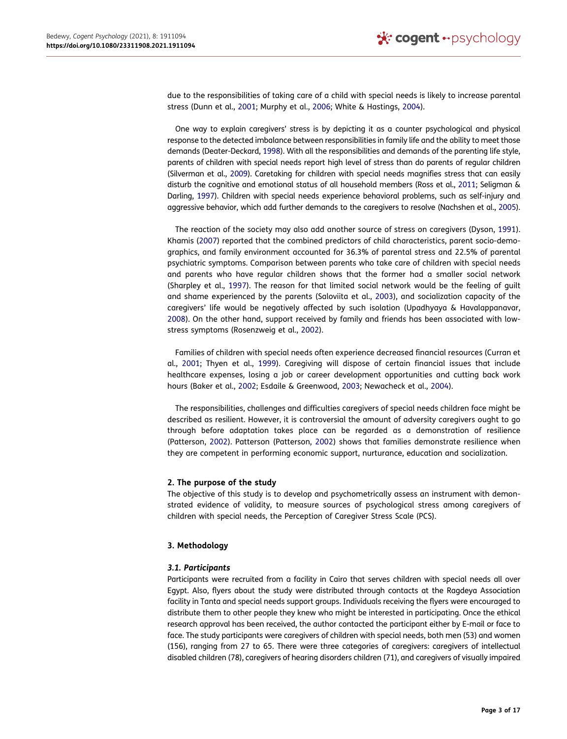due to the responsibilities of taking care of a child with special needs is likely to increase parental stress (Dunn et al., 2001; Murphy et al., 2006; White & Hastings, 2004).

One way to explain caregivers' stress is by depicting it as a counter psychological and physical response to the detected imbalance between responsibilities in family life and the ability to meet those demands (Deater-Deckard, 1998). With all the responsibilities and demands of the parenting life style, parents of children with special needs report high level of stress than do parents of regular children (Silverman et al., 2009). Caretaking for children with special needs magnifies stress that can easily disturb the cognitive and emotional status of all household members (Ross et al., 2011; Seligman & Darling, 1997). Children with special needs experience behavioral problems, such as self-injury and aggressive behavior, which add further demands to the caregivers to resolve (Nachshen et al., 2005).

The reaction of the society may also add another source of stress on caregivers (Dyson, 1991). Khamis (2007) reported that the combined predictors of child characteristics, parent socio-demographics, and family environment accounted for 36.3% of parental stress and 22.5% of parental psychiatric symptoms. Comparison between parents who take care of children with special needs and parents who have regular children shows that the former had a smaller social network (Sharpley et al., 1997). The reason for that limited social network would be the feeling of guilt and shame experienced by the parents (Saloviita et al., 2003), and socialization capacity of the caregivers' life would be negatively affected by such isolation (Upadhyaya & Havalappanavar, 2008). On the other hand, support received by family and friends has been associated with low-stress symptoms (Rosenzweig et al., 2002).

Families of children with special needs often experience decreased financial resources (Curran et al., 2001; Thyen et al., 1999). Caregiving will dispose of certain financial issues that include healthcare expenses, losing a job or career development opportunities and cutting back work hours (Baker et al., 2002; Esdaile & Greenwood, 2003; Newacheck et al., 2004).

The responsibilities, challenges and difficulties caregivers of special needs children face might be described as resilient. However, it is controversial the amount of adversity caregivers ought to go through before adaptation takes place can be regarded as a demonstration of resilience (Patterson, 2002). Patterson (Patterson, 2002) shows that families demonstrate resilience when they are competent in performing economic support, nurturance, education and socialization.

## 2. The purpose of the study

The objective of this study is to develop and psychometrically assess an instrument with demonstrated evidence of validity, to measure sources of psychological stress among caregivers of children with special needs, the Perception of Caregiver Stress Scale (PCS).

## 3. Methodology

### *3.1. Participants*

Participants were recruited from a facility in Cairo that serves children with special needs all over Egypt. Also, flyers about the study were distributed through contacts at the Ragdeya Association facility in Tanta and special needs support groups. Individuals receiving the flyers were encouraged to distribute them to other people they knew who might be interested in participating. Once the ethical research approval has been received, the author contacted the participant either by E-mail or face to face. The study participants were caregivers of children with special needs, both men (53) and women (156), ranging from 27 to 65. There were three categories of caregivers: caregivers of intellectual disabled children (78), caregivers of hearing disorders children (71), and caregivers of visually impaired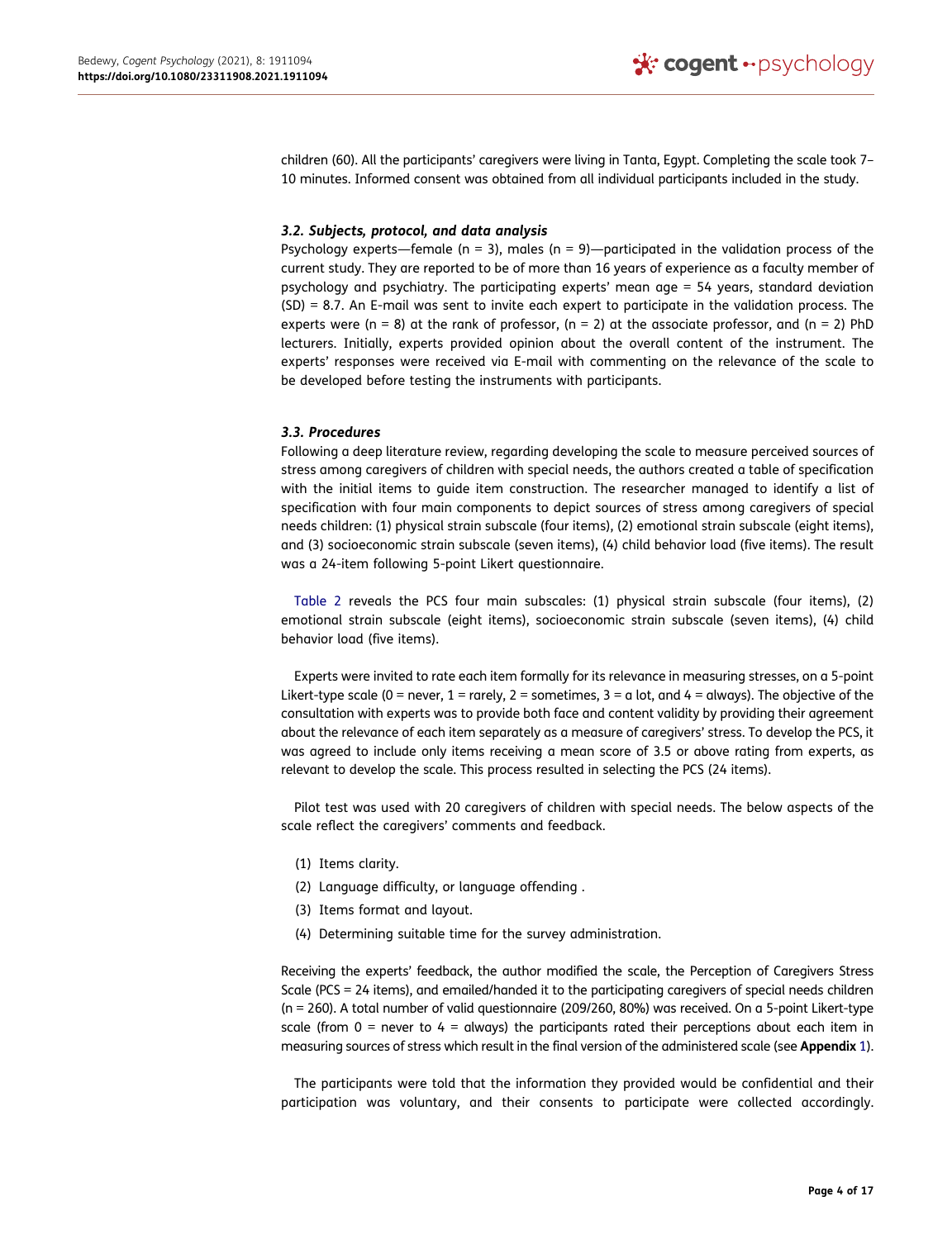children (60). All the participants' caregivers were living in Tanta, Egypt. Completing the scale took 7–10 minutes. Informed consent was obtained from all individual participants included in the study.

### *3.2. Subjects, protocol, and data analysis*

Psychology experts—female (n = 3), males (n = 9)—participated in the validation process of the current study. They are reported to be of more than 16 years of experience as a faculty member of psychology and psychiatry. The participating experts' mean age = 54 years, standard deviation (SD) = 8.7. An E-mail was sent to invite each expert to participate in the validation process. The experts were (n = 8) at the rank of professor, (n = 2) at the associate professor, and (n = 2) PhD lecturers. Initially, experts provided opinion about the overall content of the instrument. The experts' responses were received via E-mail with commenting on the relevance of the scale to be developed before testing the instruments with participants.

### *3.3. Procedures*

Following a deep literature review, regarding developing the scale to measure perceived sources of stress among caregivers of children with special needs, the authors created a table of specification with the initial items to guide item construction. The researcher managed to identify a list of specification with four main components to depict sources of stress among caregivers of special needs children: (1) physical strain subscale (four items), (2) emotional strain subscale (eight items), and (3) socioeconomic strain subscale (seven items), (4) child behavior load (five items). The result was a 24-item following 5-point Likert questionnaire.

Table 2 reveals the PCS four main subscales: (1) physical strain subscale (four items), (2) emotional strain subscale (eight items), socioeconomic strain subscale (seven items), (4) child behavior load (five items).

Experts were invited to rate each item formally for its relevance in measuring stresses, on a 5-point Likert-type scale (0 = never, 1 = rarely, 2 = sometimes, 3 = a lot, and 4 = always). The objective of the consultation with experts was to provide both face and content validity by providing their agreement about the relevance of each item separately as a measure of caregivers' stress. To develop the PCS, it was agreed to include only items receiving a mean score of 3.5 or above rating from experts, as relevant to develop the scale. This process resulted in selecting the PCS (24 items).

Pilot test was used with 20 caregivers of children with special needs. The below aspects of the scale reflect the caregivers' comments and feedback.

1. Items clarity.
2. Language difficulty, or language offending .
3. Items format and layout.
4. Determining suitable time for the survey administration.

Receiving the experts' feedback, the author modified the scale, the Perception of Caregivers Stress Scale (PCS = 24 items), and emailed/handed it to the participating caregivers of special needs children (n = 260). A total number of valid questionnaire (209/260, 80%) was received. On a 5-point Likert-type scale (from 0 = never to 4 = always) the participants rated their perceptions about each item in measuring sources of stress which result in the final version of the administered scale (see **Appendix** 1).

The participants were told that the information they provided would be confidential and their participation was voluntary, and their consents to participate were collected accordingly.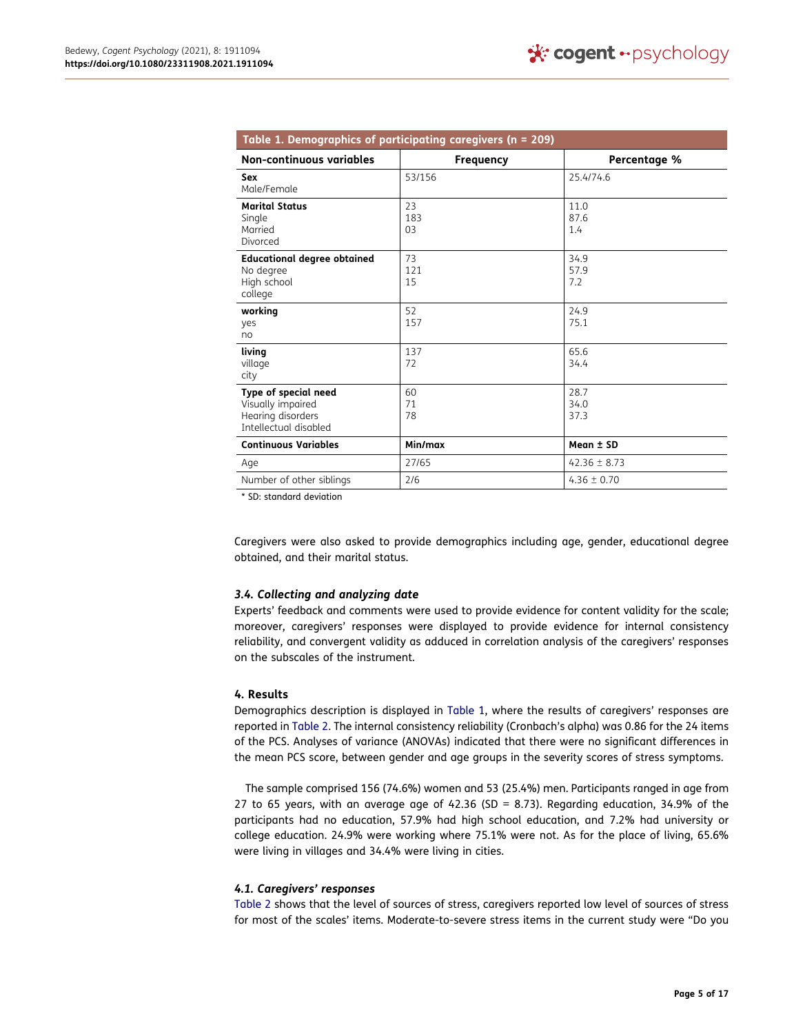| Table 1. Demographics of participating caregivers (n = 209) | | |
|---|---|---|
| **Non-continuous variables** | **Frequency** | **Percentage %** |
| **Sex**<br>Male/Female | 53/156 | 25.4/74.6 |
| **Marital Status**<br>Single<br>Married<br>Divorced | 23<br>183<br>03 | 11.0<br>87.6<br>1.4 |
| **Educational degree obtained**<br>No degree<br>High school<br>college | 73<br>121<br>15 | 34.9<br>57.9<br>7.2 |
| **working**<br>yes<br>no | 52<br>157 | 24.9<br>75.1 |
| **living**<br>village<br>city | 137<br>72 | 65.6<br>34.4 |
| **Type of special need**<br>Visually impaired<br>Hearing disorders<br>Intellectual disabled | 60<br>71<br>78 | 28.7<br>34.0<br>37.3 |
| **Continuous Variables** | **Min/max** | **Mean ± SD** |
| Age | 27/65 | 42.36 ± 8.73 |
| Number of other siblings | 2/6 | 4.36 ± 0.70 |

* SD: standard deviation

Caregivers were also asked to provide demographics including age, gender, educational degree obtained, and their marital status.

### 3.4. Collecting and analyzing date

Experts' feedback and comments were used to provide evidence for content validity for the scale; moreover, caregivers' responses were displayed to provide evidence for internal consistency reliability, and convergent validity as adduced in correlation analysis of the caregivers' responses on the subscales of the instrument.

## 4. Results

Demographics description is displayed in Table 1, where the results of caregivers' responses are reported in Table 2. The internal consistency reliability (Cronbach's alpha) was 0.86 for the 24 items of the PCS. Analyses of variance (ANOVAs) indicated that there were no significant differences in the mean PCS score, between gender and age groups in the severity scores of stress symptoms.

The sample comprised 156 (74.6%) women and 53 (25.4%) men. Participants ranged in age from 27 to 65 years, with an average age of 42.36 (SD = 8.73). Regarding education, 34.9% of the participants had no education, 57.9% had high school education, and 7.2% had university or college education. 24.9% were working where 75.1% were not. As for the place of living, 65.6% were living in villages and 34.4% were living in cities.

### 4.1. Caregivers' responses

Table 2 shows that the level of sources of stress, caregivers reported low level of sources of stress for most of the scales' items. Moderate-to-severe stress items in the current study were "Do you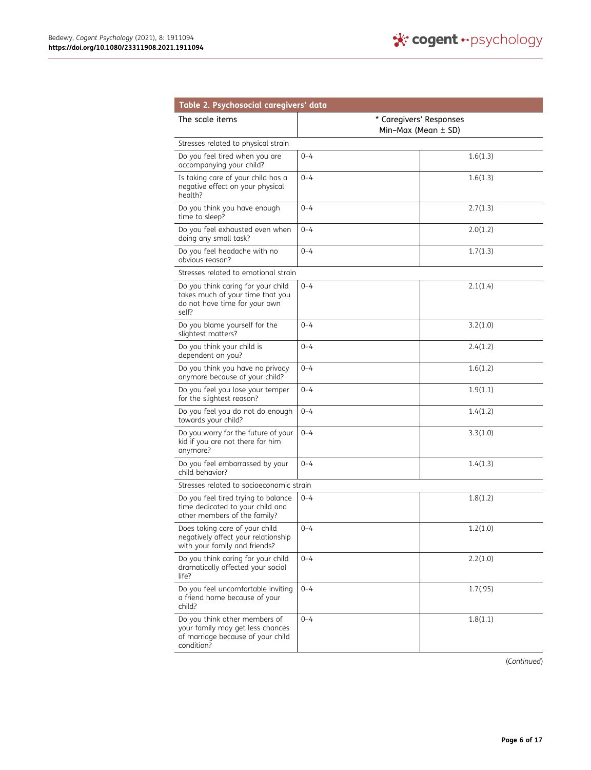| Table 2. Psychosocial caregivers' data | | |
|---|---|---|
| The scale items | * Caregivers' Responses Min–Max (Mean ± SD) | |
| Stresses related to physical strain | | |
| Do you feel tired when you are accompanying your child? | 0–4 | 1.6(1.3) |
| Is taking care of your child has a negative effect on your physical health? | 0–4 | 1.6(1.3) |
| Do you think you have enough time to sleep? | 0–4 | 2.7(1.3) |
| Do you feel exhausted even when doing any small task? | 0–4 | 2.0(1.2) |
| Do you feel headache with no obvious reason? | 0–4 | 1.7(1.3) |
| Stresses related to emotional strain | | |
| Do you think caring for your child takes much of your time that you do not have time for your own self? | 0–4 | 2.1(1.4) |
| Do you blame yourself for the slightest matters? | 0–4 | 3.2(1.0) |
| Do you think your child is dependent on you? | 0–4 | 2.4(1.2) |
| Do you think you have no privacy anymore because of your child? | 0–4 | 1.6(1.2) |
| Do you feel you lose your temper for the slightest reason? | 0–4 | 1.9(1.1) |
| Do you feel you do not do enough towards your child? | 0–4 | 1.4(1.2) |
| Do you worry for the future of your kid if you are not there for him anymore? | 0–4 | 3.3(1.0) |
| Do you feel embarrassed by your child behavior? | 0–4 | 1.4(1.3) |
| Stresses related to socioeconomic strain | | |
| Do you feel tired trying to balance time dedicated to your child and other members of the family? | 0–4 | 1.8(1.2) |
| Does taking care of your child negatively affect your relationship with your family and friends? | 0–4 | 1.2(1.0) |
| Do you think caring for your child dramatically affected your social life? | 0–4 | 2.2(1.0) |
| Do you feel uncomfortable inviting a friend home because of your child? | 0–4 | 1.7(.95) |
| Do you think other members of your family may get less chances of marriage because of your child condition? | 0–4 | 1.8(1.1) |

(*Continued*)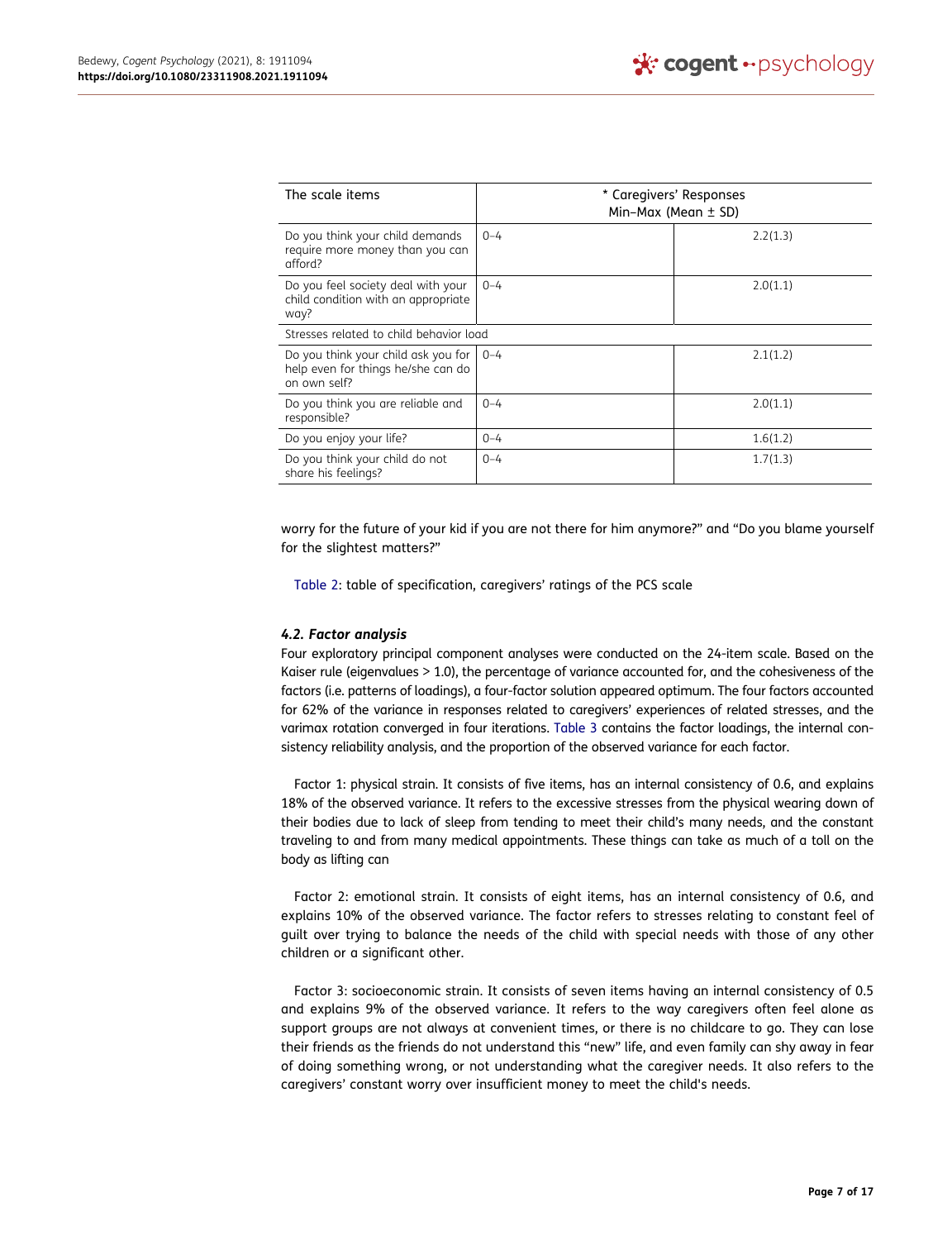| The scale items | * Caregivers' Responses Min–Max (Mean ± SD) | |
|---|---|---|
| Do you think your child demands require more money than you can afford? | 0–4 | 2.2(1.3) |
| Do you feel society deal with your child condition with an appropriate way? | 0–4 | 2.0(1.1) |
| Stresses related to child behavior load | | |
| Do you think your child ask you for help even for things he/she can do on own self? | 0–4 | 2.1(1.2) |
| Do you think you are reliable and responsible? | 0–4 | 2.0(1.1) |
| Do you enjoy your life? | 0–4 | 1.6(1.2) |
| Do you think your child do not share his feelings? | 0–4 | 1.7(1.3) |

worry for the future of your kid if you are not there for him anymore?" and "Do you blame yourself for the slightest matters?"

Table 2: table of specification, caregivers' ratings of the PCS scale

### 4.2. Factor analysis

Four exploratory principal component analyses were conducted on the 24-item scale. Based on the Kaiser rule (eigenvalues > 1.0), the percentage of variance accounted for, and the cohesiveness of the factors (i.e. patterns of loadings), a four-factor solution appeared optimum. The four factors accounted for 62% of the variance in responses related to caregivers' experiences of related stresses, and the varimax rotation converged in four iterations. Table 3 contains the factor loadings, the internal consistency reliability analysis, and the proportion of the observed variance for each factor.

Factor 1: physical strain. It consists of five items, has an internal consistency of 0.6, and explains 18% of the observed variance. It refers to the excessive stresses from the physical wearing down of their bodies due to lack of sleep from tending to meet their child's many needs, and the constant traveling to and from many medical appointments. These things can take as much of a toll on the body as lifting can

Factor 2: emotional strain. It consists of eight items, has an internal consistency of 0.6, and explains 10% of the observed variance. The factor refers to stresses relating to constant feel of guilt over trying to balance the needs of the child with special needs with those of any other children or a significant other.

Factor 3: socioeconomic strain. It consists of seven items having an internal consistency of 0.5 and explains 9% of the observed variance. It refers to the way caregivers often feel alone as support groups are not always at convenient times, or there is no childcare to go. They can lose their friends as the friends do not understand this "new" life, and even family can shy away in fear of doing something wrong, or not understanding what the caregiver needs. It also refers to the caregivers' constant worry over insufficient money to meet the child's needs.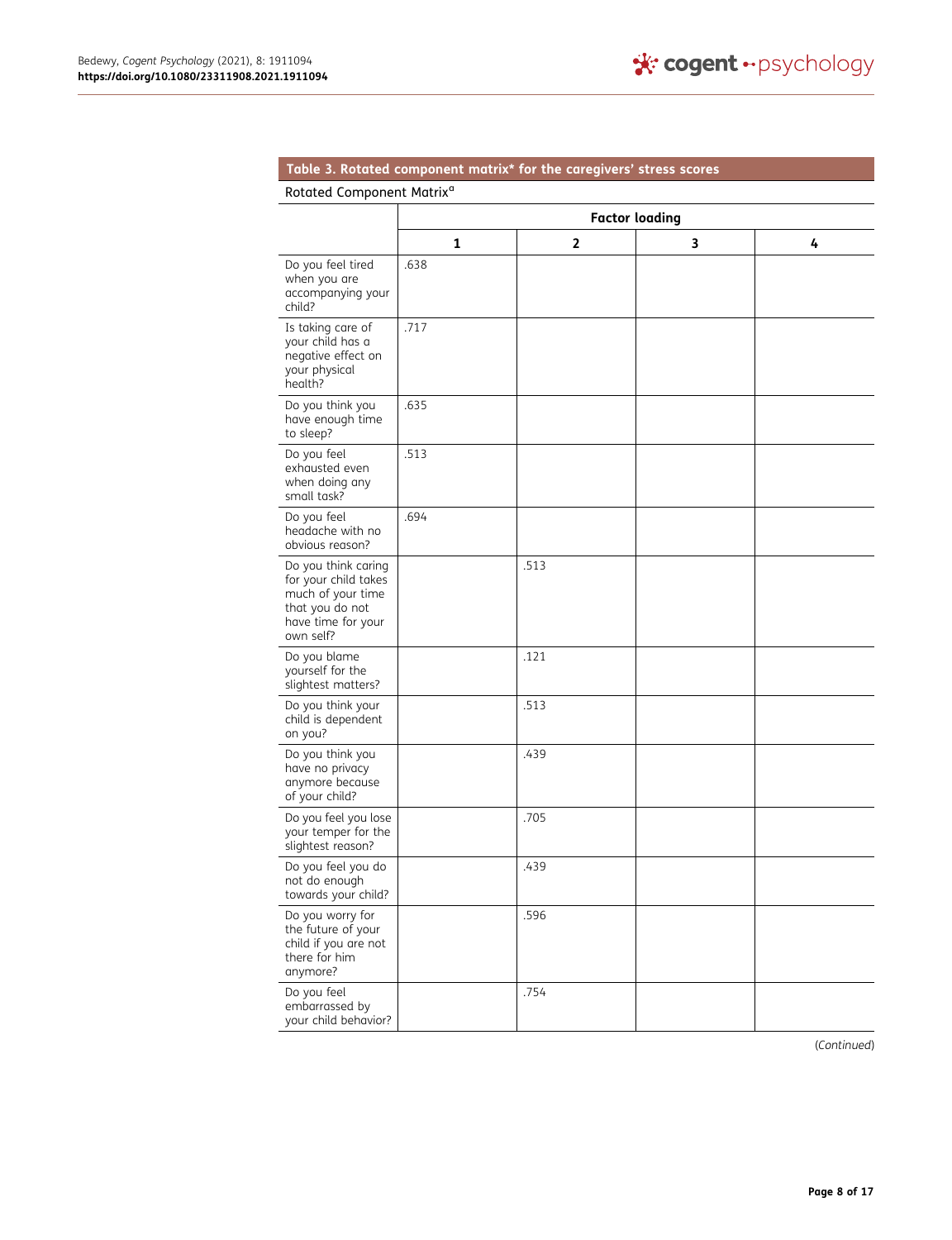**Table 3. Rotated component matrix* for the caregivers' stress scores**

Rotated Component Matrix[a]

| | Factor loading | | | |
|---|---|---|---|---|
| | 1 | 2 | 3 | 4 |
| Do you feel tired when you are accompanying your child? | .638 | | | |
| Is taking care of your child has a negative effect on your physical health? | .717 | | | |
| Do you think you have enough time to sleep? | .635 | | | |
| Do you feel exhausted even when doing any small task? | .513 | | | |
| Do you feel headache with no obvious reason? | .694 | | | |
| Do you think caring for your child takes much of your time that you do not have time for your own self? | | .513 | | |
| Do you blame yourself for the slightest matters? | | .121 | | |
| Do you think your child is dependent on you? | | .513 | | |
| Do you think you have no privacy anymore because of your child? | | .439 | | |
| Do you feel you lose your temper for the slightest reason? | | .705 | | |
| Do you feel you do not do enough towards your child? | | .439 | | |
| Do you worry for the future of your child if you are not there for him anymore? | | .596 | | |
| Do you feel embarrassed by your child behavior? | | .754 | | |

(*Continued*)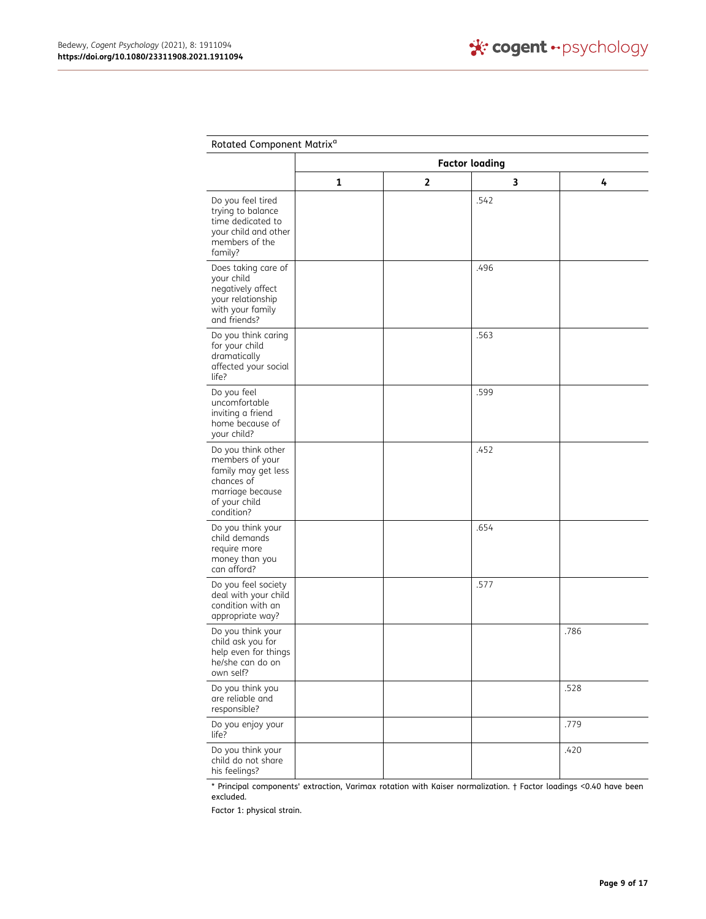| Rotated Component Matrix[a] | | | | |
|---|---|---|---|---|
| | **Factor loading** | | | |
| | **1** | **2** | **3** | **4** |
| Do you feel tired trying to balance time dedicated to your child and other members of the family? | | | .542 | |
| Does taking care of your child negatively affect your relationship with your family and friends? | | | .496 | |
| Do you think caring for your child dramatically affected your social life? | | | .563 | |
| Do you feel uncomfortable inviting a friend home because of your child? | | | .599 | |
| Do you think other members of your family may get less chances of marriage because of your child condition? | | | .452 | |
| Do you think your child demands require more money than you can afford? | | | .654 | |
| Do you feel society deal with your child condition with an appropriate way? | | | .577 | |
| Do you think your child ask you for help even for things he/she can do on own self? | | | | .786 |
| Do you think you are reliable and responsible? | | | | .528 |
| Do you enjoy your life? | | | | .779 |
| Do you think your child do not share his feelings? | | | | .420 |

* Principal components' extraction, Varimax rotation with Kaiser normalization. † Factor loadings <0.40 have been excluded.

Factor 1: physical strain.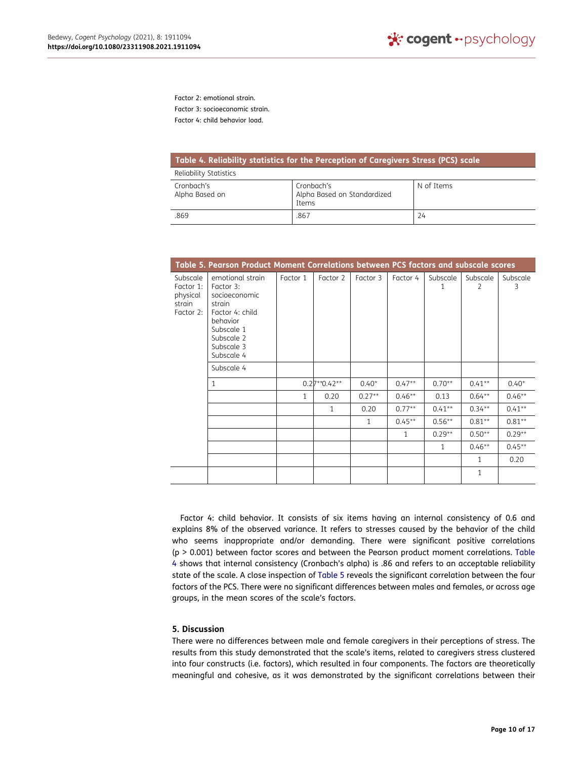Factor 2: emotional strain.

Factor 3: socioeconomic strain.

Factor 4: child behavior load.

**Table 4. Reliability statistics for the Perception of Caregivers Stress (PCS) scale**

| Reliability Statistics | | |
|---|---|---|
| Cronbach's Alpha Based on | Cronbach's Alpha Based on Standardized Items | N of Items |
| .869 | .867 | 24 |

**Table 5. Pearson Product Moment Correlations between PCS factors and subscale scores**

| Subscale Factor 1: physical strain Factor 2: | emotional strain Factor 3: socioeconomic strain Factor 4: child behavior Subscale 1 Subscale 2 Subscale 3 Subscale 4 | Factor 1 | Factor 2 | Factor 3 | Factor 4 | Subscale 1 | Subscale 2 | Subscale 3 |
|---|---|---|---|---|---|---|---|---|
| | Subscale 4 | | | | | | | |
| | 1 | 0.27** | 0.42** | 0.40* | 0.47** | 0.70** | 0.41** | 0.40* |
| | | 1 | 0.20 | 0.27** | 0.46** | 0.13 | 0.64** | 0.46** |
| | | | 1 | 0.20 | 0.77** | 0.41** | 0.34** | 0.41** |
| | | | | 1 | 0.45** | 0.56** | 0.81** | 0.81** |
| | | | | | 1 | 0.29** | 0.50** | 0.29** |
| | | | | | | 1 | 0.46** | 0.45** |
| | | | | | | | 1 | 0.20 |
| | | | | | | | 1 | |

Factor 4: child behavior. It consists of six items having an internal consistency of 0.6 and explains 8% of the observed variance. It refers to stresses caused by the behavior of the child who seems inappropriate and/or demanding. There were significant positive correlations ($p > 0.001$) between factor scores and between the Pearson product moment correlations. Table 4 shows that internal consistency (Cronbach's alpha) is .86 and refers to an acceptable reliability state of the scale. A close inspection of Table 5 reveals the significant correlation between the four factors of the PCS. There were no significant differences between males and females, or across age groups, in the mean scores of the scale's factors.

## 5. Discussion

There were no differences between male and female caregivers in their perceptions of stress. The results from this study demonstrated that the scale's items, related to caregivers stress clustered into four constructs (i.e. factors), which resulted in four components. The factors are theoretically meaningful and cohesive, as it was demonstrated by the significant correlations between their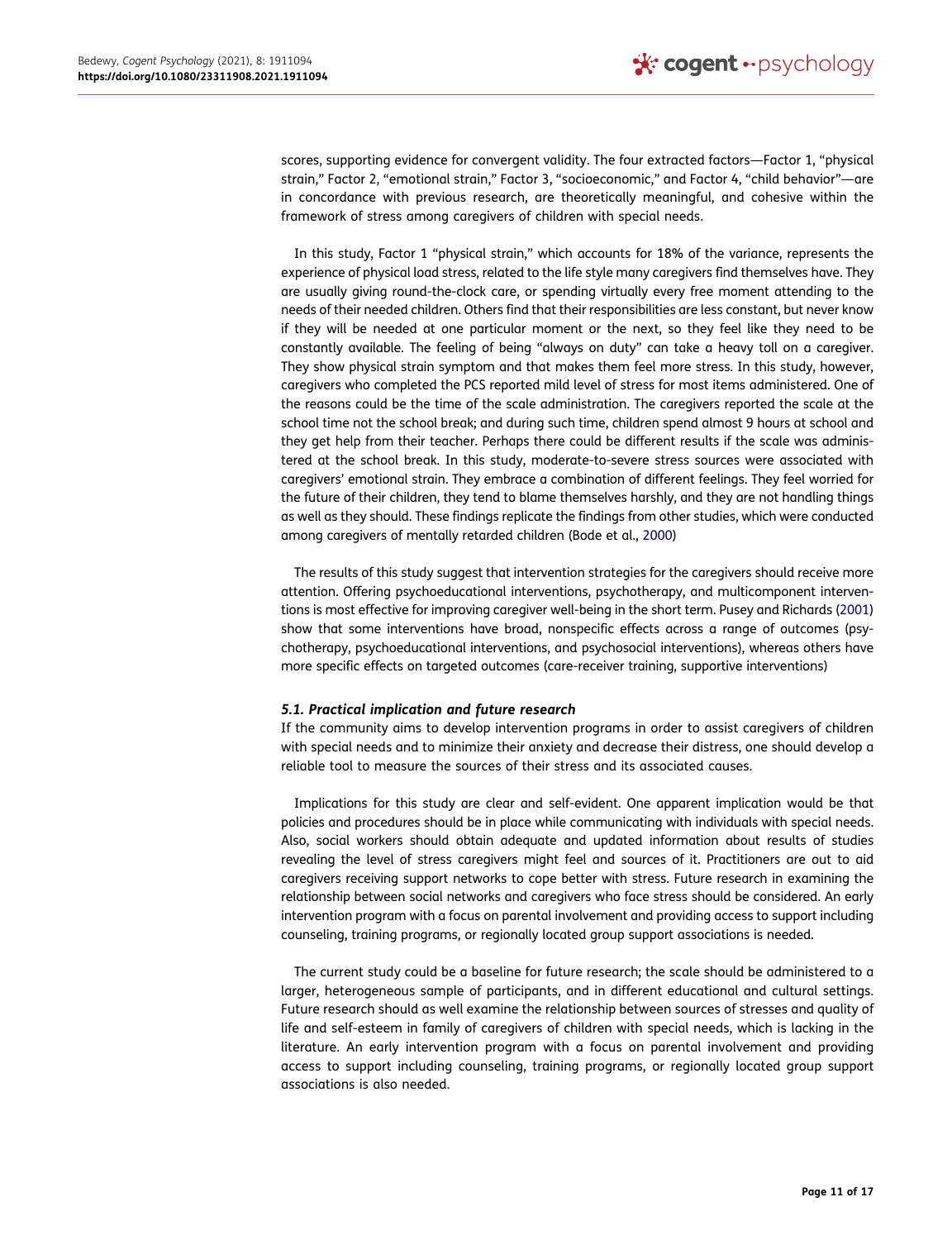scores, supporting evidence for convergent validity. The four extracted factors—Factor 1, "physical strain," Factor 2, "emotional strain," Factor 3, "socioeconomic," and Factor 4, "child behavior"—are in concordance with previous research, are theoretically meaningful, and cohesive within the framework of stress among caregivers of children with special needs.

In this study, Factor 1 "physical strain," which accounts for 18% of the variance, represents the experience of physical load stress, related to the life style many caregivers find themselves have. They are usually giving round-the-clock care, or spending virtually every free moment attending to the needs of their needed children. Others find that their responsibilities are less constant, but never know if they will be needed at one particular moment or the next, so they feel like they need to be constantly available. The feeling of being "always on duty" can take a heavy toll on a caregiver. They show physical strain symptom and that makes them feel more stress. In this study, however, caregivers who completed the PCS reported mild level of stress for most items administered. One of the reasons could be the time of the scale administration. The caregivers reported the scale at the school time not the school break; and during such time, children spend almost 9 hours at school and they get help from their teacher. Perhaps there could be different results if the scale was administered at the school break. In this study, moderate-to-severe stress sources were associated with caregivers' emotional strain. They embrace a combination of different feelings. They feel worried for the future of their children, they tend to blame themselves harshly, and they are not handling things as well as they should. These findings replicate the findings from other studies, which were conducted among caregivers of mentally retarded children (Bode et al., 2000)

The results of this study suggest that intervention strategies for the caregivers should receive more attention. Offering psychoeducational interventions, psychotherapy, and multicomponent interventions is most effective for improving caregiver well-being in the short term. Pusey and Richards (2001) show that some interventions have broad, nonspecific effects across a range of outcomes (psychotherapy, psychoeducational interventions, and psychosocial interventions), whereas others have more specific effects on targeted outcomes (care-receiver training, supportive interventions)

### *5.1. Practical implication and future research*

If the community aims to develop intervention programs in order to assist caregivers of children with special needs and to minimize their anxiety and decrease their distress, one should develop a reliable tool to measure the sources of their stress and its associated causes.

Implications for this study are clear and self-evident. One apparent implication would be that policies and procedures should be in place while communicating with individuals with special needs. Also, social workers should obtain adequate and updated information about results of studies revealing the level of stress caregivers might feel and sources of it. Practitioners are out to aid caregivers receiving support networks to cope better with stress. Future research in examining the relationship between social networks and caregivers who face stress should be considered. An early intervention program with a focus on parental involvement and providing access to support including counseling, training programs, or regionally located group support associations is needed.

The current study could be a baseline for future research; the scale should be administered to a larger, heterogeneous sample of participants, and in different educational and cultural settings. Future research should as well examine the relationship between sources of stresses and quality of life and self-esteem in family of caregivers of children with special needs, which is lacking in the literature. An early intervention program with a focus on parental involvement and providing access to support including counseling, training programs, or regionally located group support associations is also needed.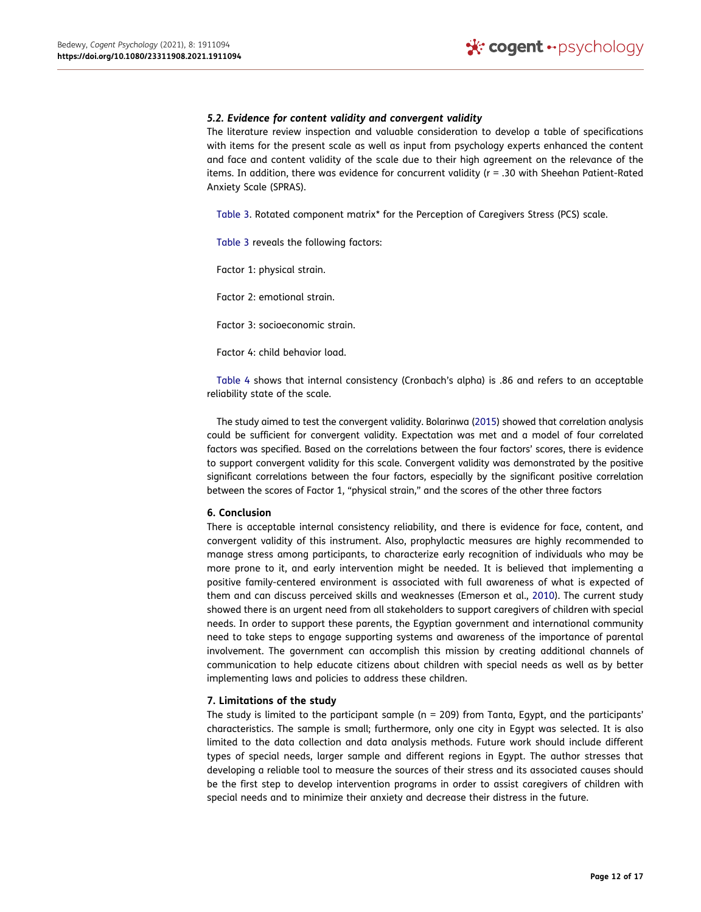### *5.2. Evidence for content validity and convergent validity*

The literature review inspection and valuable consideration to develop a table of specifications with items for the present scale as well as input from psychology experts enhanced the content and face and content validity of the scale due to their high agreement on the relevance of the items. In addition, there was evidence for concurrent validity (r = .30 with Sheehan Patient-Rated Anxiety Scale (SPRAS).

Table 3. Rotated component matrix* for the Perception of Caregivers Stress (PCS) scale.

Table 3 reveals the following factors:

Factor 1: physical strain.

Factor 2: emotional strain.

Factor 3: socioeconomic strain.

Factor 4: child behavior load.

Table 4 shows that internal consistency (Cronbach's alpha) is .86 and refers to an acceptable reliability state of the scale.

The study aimed to test the convergent validity. Bolarinwa (2015) showed that correlation analysis could be sufficient for convergent validity. Expectation was met and a model of four correlated factors was specified. Based on the correlations between the four factors' scores, there is evidence to support convergent validity for this scale. Convergent validity was demonstrated by the positive significant correlations between the four factors, especially by the significant positive correlation between the scores of Factor 1, "physical strain," and the scores of the other three factors

### 6. Conclusion

There is acceptable internal consistency reliability, and there is evidence for face, content, and convergent validity of this instrument. Also, prophylactic measures are highly recommended to manage stress among participants, to characterize early recognition of individuals who may be more prone to it, and early intervention might be needed. It is believed that implementing a positive family-centered environment is associated with full awareness of what is expected of them and can discuss perceived skills and weaknesses (Emerson et al., 2010). The current study showed there is an urgent need from all stakeholders to support caregivers of children with special needs. In order to support these parents, the Egyptian government and international community need to take steps to engage supporting systems and awareness of the importance of parental involvement. The government can accomplish this mission by creating additional channels of communication to help educate citizens about children with special needs as well as by better implementing laws and policies to address these children.

### 7. Limitations of the study

The study is limited to the participant sample (n = 209) from Tanta, Egypt, and the participants' characteristics. The sample is small; furthermore, only one city in Egypt was selected. It is also limited to the data collection and data analysis methods. Future work should include different types of special needs, larger sample and different regions in Egypt. The author stresses that developing a reliable tool to measure the sources of their stress and its associated causes should be the first step to develop intervention programs in order to assist caregivers of children with special needs and to minimize their anxiety and decrease their distress in the future.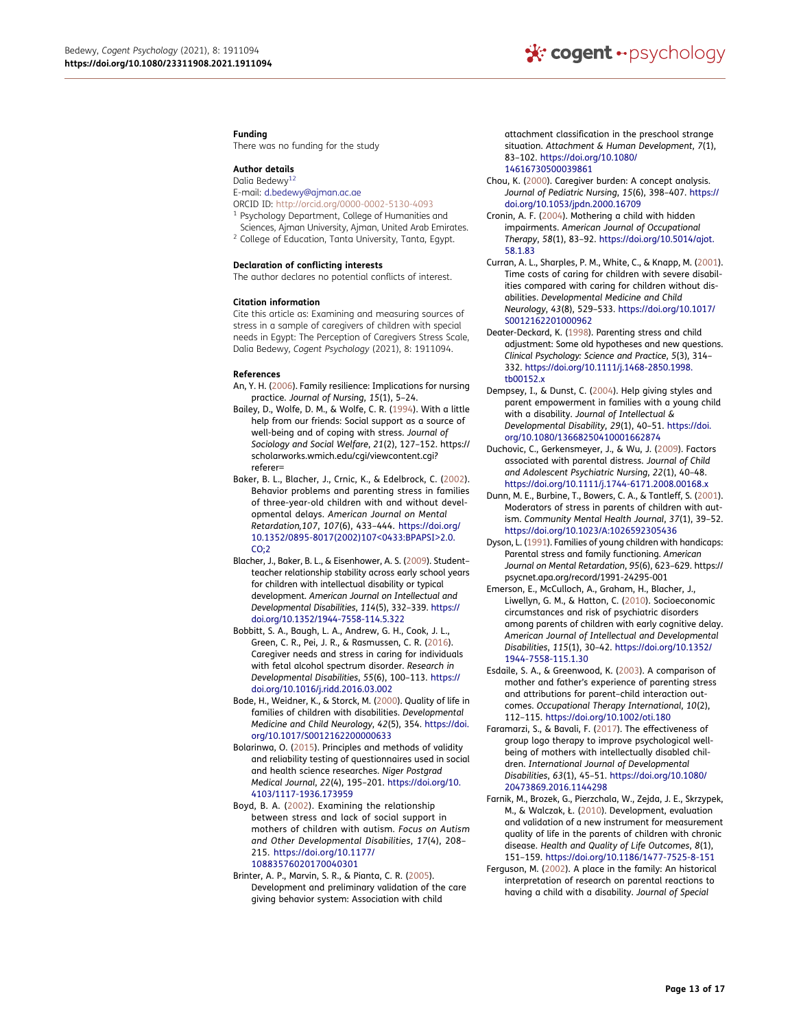### Funding

There was no funding for the study

### Author details

Dalia Bedewy[1,2]
E-mail: d.bedewy@ajman.ac.ae
ORCID ID: http://orcid.org/0000-0002-5130-4093
[1] Psychology Department, College of Humanities and Sciences, Ajman University, Ajman, United Arab Emirates.
[2] College of Education, Tanta University, Tanta, Egypt.

### Declaration of conflicting interests

The author declares no potential conflicts of interest.

### Citation information

Cite this article as: Examining and measuring sources of stress in a sample of caregivers of children with special needs in Egypt: The Perception of Caregivers Stress Scale, Dalia Bedewy, *Cogent Psychology* (2021), 8: 1911094.

### References

An, Y. H. (2006). Family resilience: Implications for nursing practice. *Journal of Nursing*, *15*(1), 5–24.

Bailey, D., Wolfe, D. M., & Wolfe, C. R. (1994). With a little help from our friends: Social support as a source of well-being and of coping with stress. *Journal of Sociology and Social Welfare*, *21*(2), 127–152. https://scholarworks.wmich.edu/cgi/viewcontent.cgi?referer=

Baker, B. L., Blacher, J., Crnic, K., & Edelbrock, C. (2002). Behavior problems and parenting stress in families of three-year-old children with and without developmental delays. *American Journal on Mental Retardation,107*, *107*(6), 433–444. https://doi.org/10.1352/0895-8017(2002)107<0433:BPAPSI>2.0.CO;2

Blacher, J., Baker, B. L., & Eisenhower, A. S. (2009). Student–teacher relationship stability across early school years for children with intellectual disability or typical development. *American Journal on Intellectual and Developmental Disabilities*, *114*(5), 332–339. https://doi.org/10.1352/1944-7558-114.5.322

Bobbitt, S. A., Baugh, L. A., Andrew, G. H., Cook, J. L., Green, C. R., Pei, J. R., & Rasmussen, C. R. (2016). Caregiver needs and stress in caring for individuals with fetal alcohol spectrum disorder. *Research in Developmental Disabilities*, *55*(6), 100–113. https://doi.org/10.1016/j.ridd.2016.03.002

Bode, H., Weidner, K., & Storck, M. (2000). Quality of life in families of children with disabilities. *Developmental Medicine and Child Neurology*, *42*(5), 354. https://doi.org/10.1017/S0012162200000633

Bolarinwa, O. (2015). Principles and methods of validity and reliability testing of questionnaires used in social and health science researches. *Niger Postgrad Medical Journal*, *22*(4), 195–201. https://doi.org/10.4103/1117-1936.173959

Boyd, B. A. (2002). Examining the relationship between stress and lack of social support in mothers of children with autism. *Focus on Autism and Other Developmental Disabilities*, *17*(4), 208–215. https://doi.org/10.1177/10883576020170040301

Brinter, A. P., Marvin, S. R., & Pianta, C. R. (2005). Development and preliminary validation of the care giving behavior system: Association with child attachment classification in the preschool strange situation. *Attachment & Human Development*, *7*(1), 83–102. https://doi.org/10.1080/14616730500039861

Chou, K. (2000). Caregiver burden: A concept analysis. *Journal of Pediatric Nursing*, *15*(6), 398–407. https://doi.org/10.1053/jpdn.2000.16709

Cronin, A. F. (2004). Mothering a child with hidden impairments. *American Journal of Occupational Therapy*, *58*(1), 83–92. https://doi.org/10.5014/ajot.58.1.83

Curran, A. L., Sharples, P. M., White, C., & Knapp, M. (2001). Time costs of caring for children with severe disabilities compared with caring for children without disabilities. *Developmental Medicine and Child Neurology*, *43*(8), 529–533. https://doi.org/10.1017/S0012162201000962

Deater-Deckard, K. (1998). Parenting stress and child adjustment: Some old hypotheses and new questions. *Clinical Psychology: Science and Practice*, *5*(3), 314–332. https://doi.org/10.1111/j.1468-2850.1998.tb00152.x

Dempsey, I., & Dunst, C. (2004). Help giving styles and parent empowerment in families with a young child with a disability. *Journal of Intellectual & Developmental Disability*, *29*(1), 40–51. https://doi.org/10.1080/13668250410001662874

Duchovic, C., Gerkensmeyer, J., & Wu, J. (2009). Factors associated with parental distress. *Journal of Child and Adolescent Psychiatric Nursing*, *22*(1), 40–48. https://doi.org/10.1111/j.1744-6171.2008.00168.x

Dunn, M. E., Burbine, T., Bowers, C. A., & Tantleff, S. (2001). Moderators of stress in parents of children with autism. *Community Mental Health Journal*, *37*(1), 39–52. https://doi.org/10.1023/A:1026592305436

Dyson, L. (1991). Families of young children with handicaps: Parental stress and family functioning. *American Journal on Mental Retardation*, *95*(6), 623–629. https://psycnet.apa.org/record/1991-24295-001

Emerson, E., McCulloch, A., Graham, H., Blacher, J., Liwellyn, G. M., & Hatton, C. (2010). Socioeconomic circumstances and risk of psychiatric disorders among parents of children with early cognitive delay. *American Journal of Intellectual and Developmental Disabilities*, *115*(1), 30–42. https://doi.org/10.1352/1944-7558-115.1.30

Esdaile, S. A., & Greenwood, K. (2003). A comparison of mother and father's experience of parenting stress and attributions for parent–child interaction outcomes. *Occupational Therapy International*, *10*(2), 112–115. https://doi.org/10.1002/oti.180

Faramarzi, S., & Bavali, F. (2017). The effectiveness of group logo therapy to improve psychological well-being of mothers with intellectually disabled children. *International Journal of Developmental Disabilities*, *63*(1), 45–51. https://doi.org/10.1080/20473869.2016.1144298

Farnik, M., Brozek, G., Pierzchala, W., Zejda, J. E., Skrzypek, M., & Walczak, Ł. (2010). Development, evaluation and validation of a new instrument for measurement quality of life in the parents of children with chronic disease. *Health and Quality of Life Outcomes*, *8*(1), 151–159. https://doi.org/10.1186/1477-7525-8-151

Ferguson, M. (2002). A place in the family: An historical interpretation of research on parental reactions to having a child with a disability. *Journal of Special*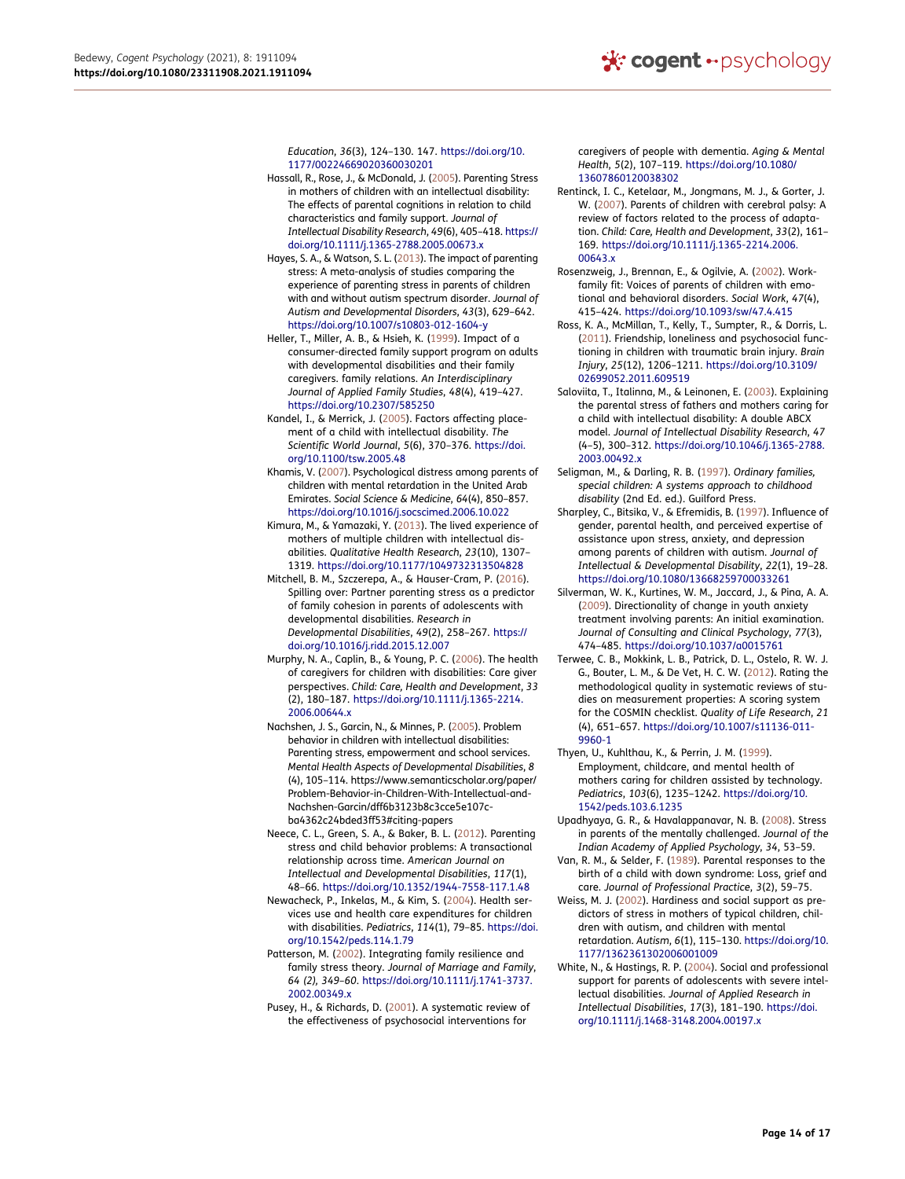*Education*, *36*(3), 124–130. 147. https://doi.org/10.1177/00224669020360030201

Hassall, R., Rose, J., & McDonald, J. (2005). Parenting Stress in mothers of children with an intellectual disability: The effects of parental cognitions in relation to child characteristics and family support. *Journal of Intellectual Disability Research*, *49*(6), 405–418. https://doi.org/10.1111/j.1365-2788.2005.00673.x

Hayes, S. A., & Watson, S. L. (2013). The impact of parenting stress: A meta-analysis of studies comparing the experience of parenting stress in parents of children with and without autism spectrum disorder. *Journal of Autism and Developmental Disorders*, *43*(3), 629–642. https://doi.org/10.1007/s10803-012-1604-y

Heller, T., Miller, A. B., & Hsieh, K. (1999). Impact of a consumer-directed family support program on adults with developmental disabilities and their family caregivers. family relations. *An Interdisciplinary Journal of Applied Family Studies*, *48*(4), 419–427. https://doi.org/10.2307/585250

Kandel, I., & Merrick, J. (2005). Factors affecting placement of a child with intellectual disability. *The Scientific World Journal*, *5*(6), 370–376. https://doi.org/10.1100/tsw.2005.48

Khamis, V. (2007). Psychological distress among parents of children with mental retardation in the United Arab Emirates. *Social Science & Medicine*, *64*(4), 850–857. https://doi.org/10.1016/j.socscimed.2006.10.022

Kimura, M., & Yamazaki, Y. (2013). The lived experience of mothers of multiple children with intellectual disabilities. *Qualitative Health Research*, *23*(10), 1307–1319. https://doi.org/10.1177/1049732313504828

Mitchell, B. M., Szczerepa, A., & Hauser-Cram, P. (2016). Spilling over: Partner parenting stress as a predictor of family cohesion in parents of adolescents with developmental disabilities. *Research in Developmental Disabilities*, *49*(2), 258–267. https://doi.org/10.1016/j.ridd.2015.12.007

Murphy, N. A., Caplin, B., & Young, P. C. (2006). The health of caregivers for children with disabilities: Care giver perspectives. *Child: Care, Health and Development*, *33* (2), 180–187. https://doi.org/10.1111/j.1365-2214.2006.00644.x

Nachshen, J. S., Garcin, N., & Minnes, P. (2005). Problem behavior in children with intellectual disabilities: Parenting stress, empowerment and school services. *Mental Health Aspects of Developmental Disabilities*, *8* (4), 105–114. https://www.semanticscholar.org/paper/Problem-Behavior-in-Children-With-Intellectual-and-Nachshen-Garcin/dff6b3123b8c3cce5e107c-ba4362c24bded3ff53#citing-papers

Neece, C. L., Green, S. A., & Baker, B. L. (2012). Parenting stress and child behavior problems: A transactional relationship across time. *American Journal on Intellectual and Developmental Disabilities*, *117*(1), 48–66. https://doi.org/10.1352/1944-7558-117.1.48

Newacheck, P., Inkelas, M., & Kim, S. (2004). Health services use and health care expenditures for children with disabilities. *Pediatrics*, *114*(1), 79–85. https://doi.org/10.1542/peds.114.1.79

Patterson, M. (2002). Integrating family resilience and family stress theory. *Journal of Marriage and Family*, *64 (2), 349–60*. https://doi.org/10.1111/j.1741-3737.2002.00349.x

Pusey, H., & Richards, D. (2001). A systematic review of the effectiveness of psychosocial interventions for caregivers of people with dementia. *Aging & Mental Health*, *5*(2), 107–119. https://doi.org/10.1080/13607860120038302

Rentinck, I. C., Ketelaar, M., Jongmans, M. J., & Gorter, J. W. (2007). Parents of children with cerebral palsy: A review of factors related to the process of adaptation. *Child: Care, Health and Development*, *33*(2), 161–169. https://doi.org/10.1111/j.1365-2214.2006.00643.x

Rosenzweig, J., Brennan, E., & Ogilvie, A. (2002). Work-family fit: Voices of parents of children with emotional and behavioral disorders. *Social Work*, *47*(4), 415–424. https://doi.org/10.1093/sw/47.4.415

Ross, K. A., McMillan, T., Kelly, T., Sumpter, R., & Dorris, L. (2011). Friendship, loneliness and psychosocial functioning in children with traumatic brain injury. *Brain Injury*, *25*(12), 1206–1211. https://doi.org/10.3109/02699052.2011.609519

Saloviita, T., Italinna, M., & Leinonen, E. (2003). Explaining the parental stress of fathers and mothers caring for a child with intellectual disability: A double ABCX model. *Journal of Intellectual Disability Research*, *47* (4–5), 300–312. https://doi.org/10.1046/j.1365-2788.2003.00492.x

Seligman, M., & Darling, R. B. (1997). *Ordinary families, special children: A systems approach to childhood disability* (2nd Ed. ed.). Guilford Press.

Sharpley, C., Bitsika, V., & Efremidis, B. (1997). Influence of gender, parental health, and perceived expertise of assistance upon stress, anxiety, and depression among parents of children with autism. *Journal of Intellectual & Developmental Disability*, *22*(1), 19–28. https://doi.org/10.1080/13668259700033261

Silverman, W. K., Kurtines, W. M., Jaccard, J., & Pina, A. A. (2009). Directionality of change in youth anxiety treatment involving parents: An initial examination. *Journal of Consulting and Clinical Psychology*, *77*(3), 474–485. https://doi.org/10.1037/a0015761

Terwee, C. B., Mokkink, L. B., Patrick, D. L., Ostelo, R. W. J. G., Bouter, L. M., & De Vet, H. C. W. (2012). Rating the methodological quality in systematic reviews of studies on measurement properties: A scoring system for the COSMIN checklist. *Quality of Life Research*, *21* (4), 651–657. https://doi.org/10.1007/s11136-011-9960-1

Thyen, U., Kuhlthau, K., & Perrin, J. M. (1999). Employment, childcare, and mental health of mothers caring for children assisted by technology. *Pediatrics*, *103*(6), 1235–1242. https://doi.org/10.1542/peds.103.6.1235

Upadhyaya, G. R., & Havalappanavar, N. B. (2008). Stress in parents of the mentally challenged. *Journal of the Indian Academy of Applied Psychology*, *34*, 53–59.

Van, R. M., & Selder, F. (1989). Parental responses to the birth of a child with down syndrome: Loss, grief and care. *Journal of Professional Practice*, *3*(2), 59–75.

Weiss, M. J. (2002). Hardiness and social support as predictors of stress in mothers of typical children, children with autism, and children with mental retardation. *Autism*, *6*(1), 115–130. https://doi.org/10.1177/1362361302006001009

White, N., & Hastings, R. P. (2004). Social and professional support for parents of adolescents with severe intellectual disabilities. *Journal of Applied Research in Intellectual Disabilities*, *17*(3), 181–190. https://doi.org/10.1111/j.1468-3148.2004.00197.x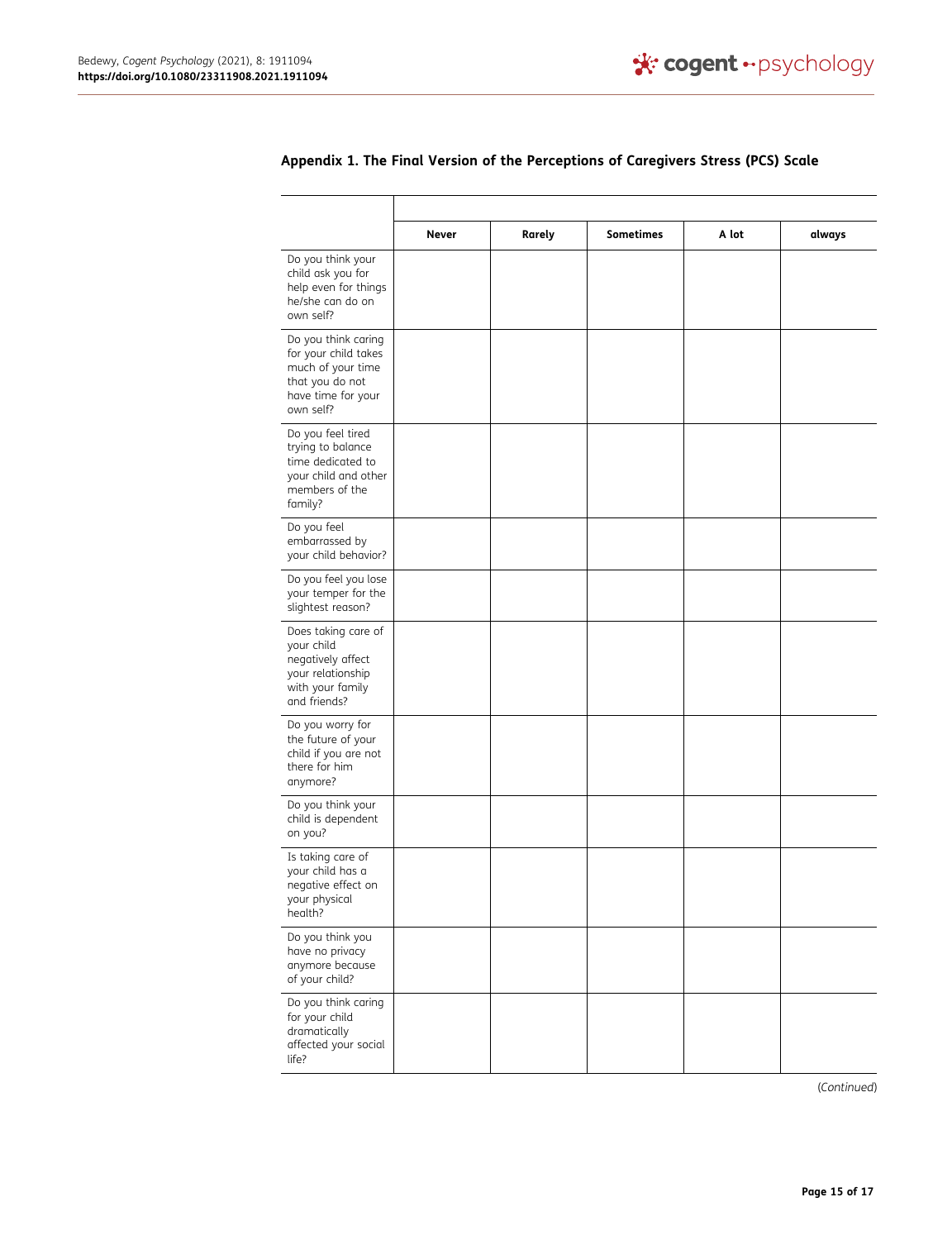## Appendix 1. The Final Version of the Perceptions of Caregivers Stress (PCS) Scale

| | Never | Rarely | Sometimes | A lot | always |
|---|---|---|---|---|---|
| Do you think your child ask you for help even for things he/she can do on own self? | | | | | |
| Do you think caring for your child takes much of your time that you do not have time for your own self? | | | | | |
| Do you feel tired trying to balance time dedicated to your child and other members of the family? | | | | | |
| Do you feel embarrassed by your child behavior? | | | | | |
| Do you feel you lose your temper for the slightest reason? | | | | | |
| Does taking care of your child negatively affect your relationship with your family and friends? | | | | | |
| Do you worry for the future of your child if you are not there for him anymore? | | | | | |
| Do you think your child is dependent on you? | | | | | |
| Is taking care of your child has a negative effect on your physical health? | | | | | |
| Do you think you have no privacy anymore because of your child? | | | | | |
| Do you think caring for your child dramatically affected your social life? | | | | | |

(*Continued*)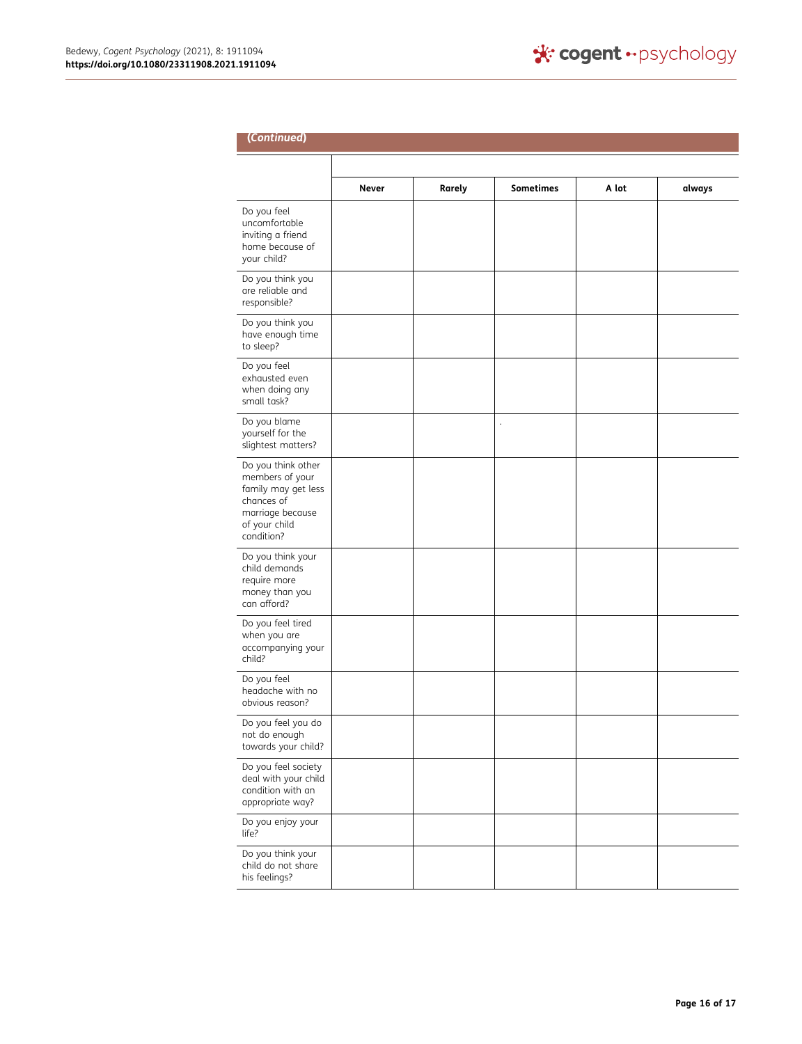*(Continued)*

| | Never | Rarely | Sometimes | A lot | always |
|---|---|---|---|---|---|
| Do you feel uncomfortable inviting a friend home because of your child? | | | | | |
| Do you think you are reliable and responsible? | | | | | |
| Do you think you have enough time to sleep? | | | | | |
| Do you feel exhausted even when doing any small task? | | | | | |
| Do you blame yourself for the slightest matters? | | | . | | |
| Do you think other members of your family may get less chances of marriage because of your child condition? | | | | | |
| Do you think your child demands require more money than you can afford? | | | | | |
| Do you feel tired when you are accompanying your child? | | | | | |
| Do you feel headache with no obvious reason? | | | | | |
| Do you feel you do not do enough towards your child? | | | | | |
| Do you feel society deal with your child condition with an appropriate way? | | | | | |
| Do you enjoy your life? | | | | | |
| Do you think your child do not share his feelings? | | | | | |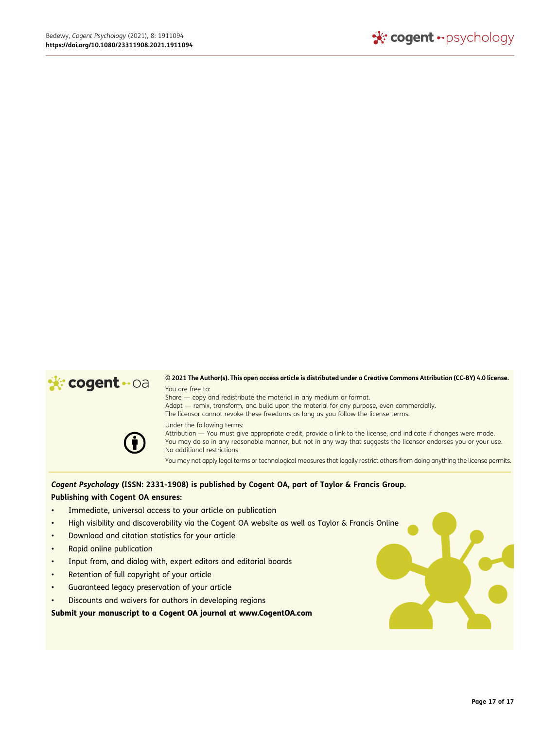cogent oa

**© 2021 The Author(s). This open access article is distributed under a Creative Commons Attribution (CC-BY) 4.0 license.**

You are free to:

Share — copy and redistribute the material in any medium or format.

Adapt — remix, transform, and build upon the material for any purpose, even commercially.

The licensor cannot revoke these freedoms as long as you follow the license terms.

Under the following terms:

Attribution — You must give appropriate credit, provide a link to the license, and indicate if changes were made. You may do so in any reasonable manner, but not in any way that suggests the licensor endorses you or your use.

No additional restrictions

You may not apply legal terms or technological measures that legally restrict others from doing anything the license permits.

***Cogent Psychology* (ISSN: 2331-1908) is published by Cogent OA, part of Taylor & Francis Group.**

**Publishing with Cogent OA ensures:**

- Immediate, universal access to your article on publication
- High visibility and discoverability via the Cogent OA website as well as Taylor & Francis Online
- Download and citation statistics for your article
- Rapid online publication
- Input from, and dialog with, expert editors and editorial boards
- Retention of full copyright of your article
- Guaranteed legacy preservation of your article
- Discounts and waivers for authors in developing regions

**Submit your manuscript to a Cogent OA journal at www.CogentOA.com**